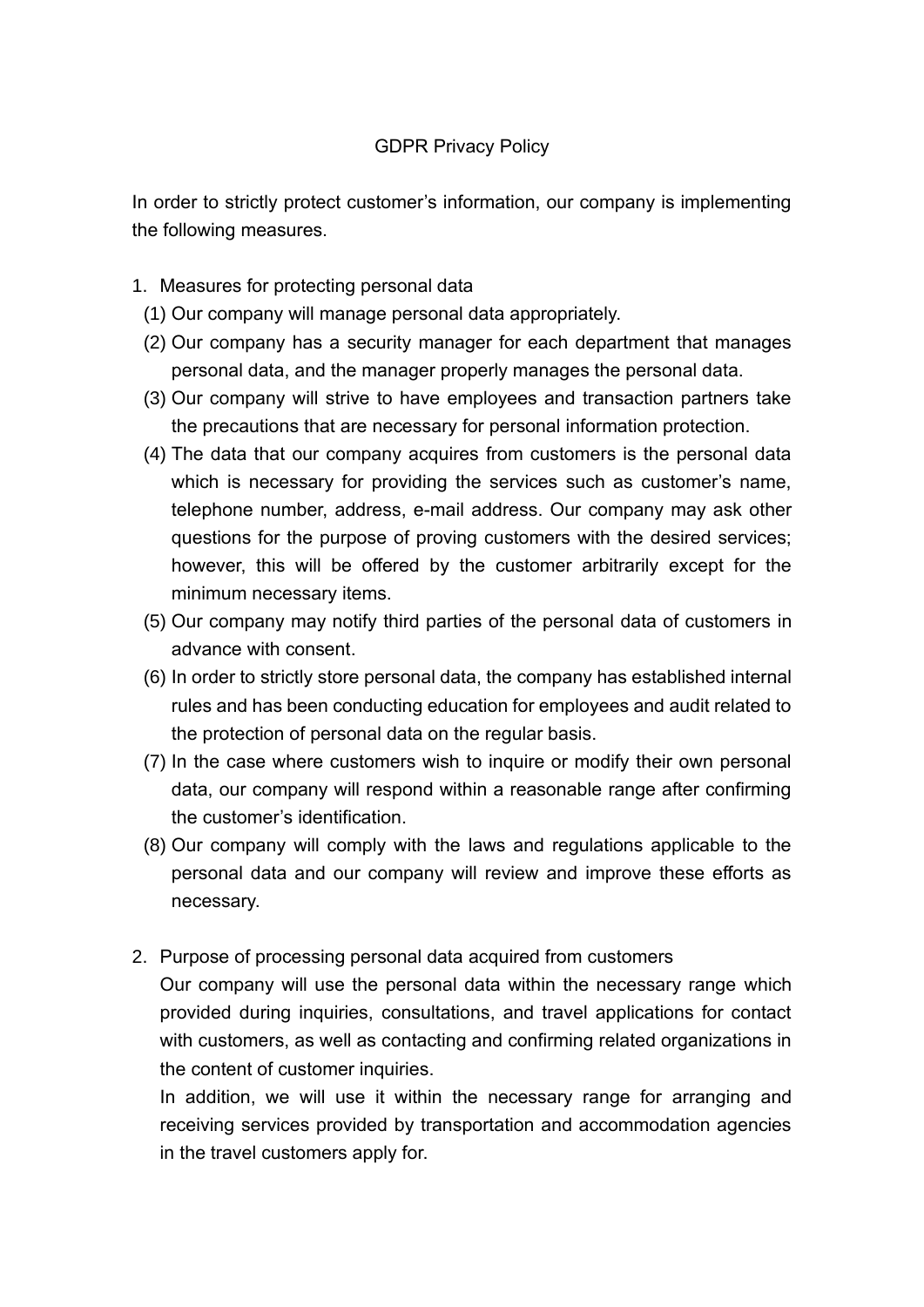# GDPR Privacy Policy

In order to strictly protect customer's information, our company is implementing the following measures.

1. Measures for protecting personal data
   (1) Our company will manage personal data appropriately.
   (2) Our company has a security manager for each department that manages personal data, and the manager properly manages the personal data.
   (3) Our company will strive to have employees and transaction partners take the precautions that are necessary for personal information protection.
   (4) The data that our company acquires from customers is the personal data which is necessary for providing the services such as customer's name, telephone number, address, e-mail address. Our company may ask other questions for the purpose of proving customers with the desired services; however, this will be offered by the customer arbitrarily except for the minimum necessary items.
   (5) Our company may notify third parties of the personal data of customers in advance with consent.
   (6) In order to strictly store personal data, the company has established internal rules and has been conducting education for employees and audit related to the protection of personal data on the regular basis.
   (7) In the case where customers wish to inquire or modify their own personal data, our company will respond within a reasonable range after confirming the customer's identification.
   (8) Our company will comply with the laws and regulations applicable to the personal data and our company will review and improve these efforts as necessary.

2. Purpose of processing personal data acquired from customers

   Our company will use the personal data within the necessary range which provided during inquiries, consultations, and travel applications for contact with customers, as well as contacting and confirming related organizations in the content of customer inquiries.

   In addition, we will use it within the necessary range for arranging and receiving services provided by transportation and accommodation agencies in the travel customers apply for.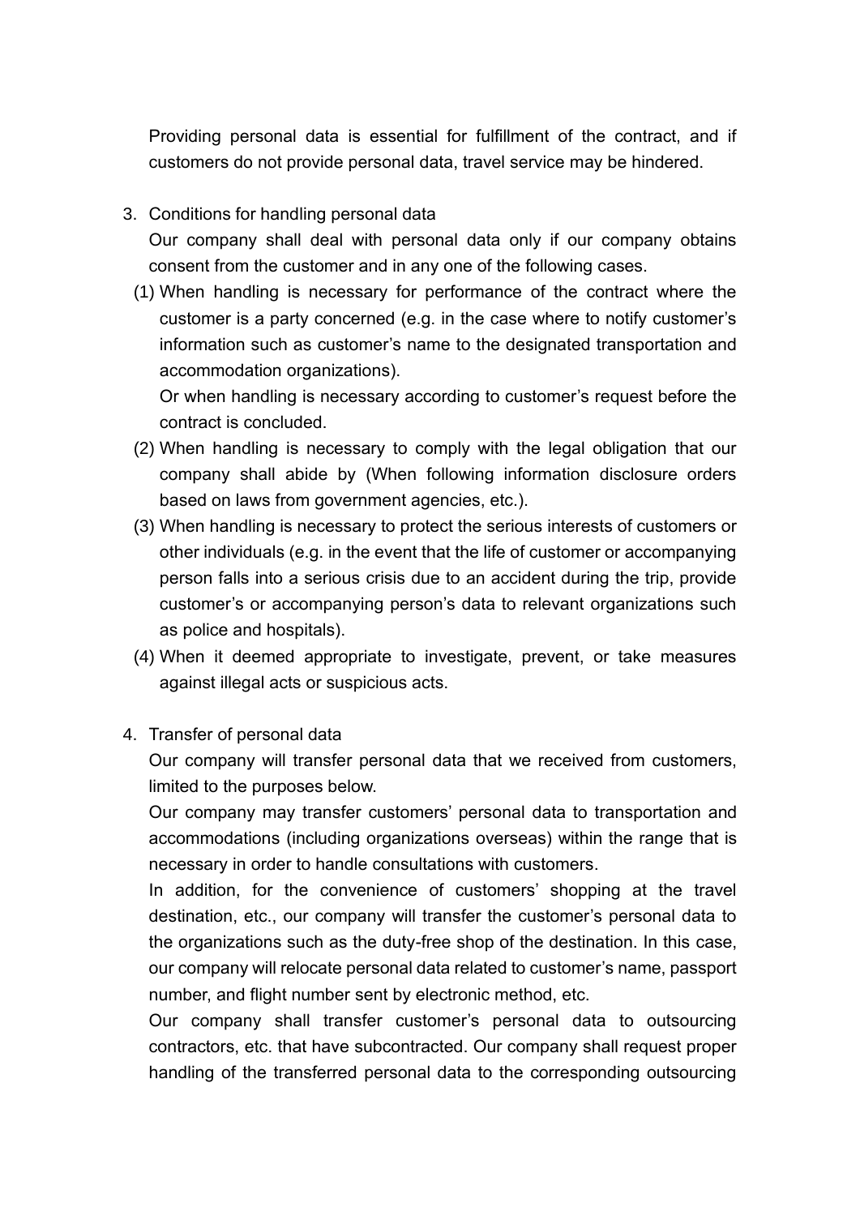Providing personal data is essential for fulfillment of the contract, and if customers do not provide personal data, travel service may be hindered.

3. Conditions for handling personal data

   Our company shall deal with personal data only if our company obtains consent from the customer and in any one of the following cases.

   (1) When handling is necessary for performance of the contract where the customer is a party concerned (e.g. in the case where to notify customer's information such as customer's name to the designated transportation and accommodation organizations).

       Or when handling is necessary according to customer's request before the contract is concluded.

   (2) When handling is necessary to comply with the legal obligation that our company shall abide by (When following information disclosure orders based on laws from government agencies, etc.).

   (3) When handling is necessary to protect the serious interests of customers or other individuals (e.g. in the event that the life of customer or accompanying person falls into a serious crisis due to an accident during the trip, provide customer's or accompanying person's data to relevant organizations such as police and hospitals).

   (4) When it deemed appropriate to investigate, prevent, or take measures against illegal acts or suspicious acts.

4. Transfer of personal data

   Our company will transfer personal data that we received from customers, limited to the purposes below.

   Our company may transfer customers' personal data to transportation and accommodations (including organizations overseas) within the range that is necessary in order to handle consultations with customers.

   In addition, for the convenience of customers' shopping at the travel destination, etc., our company will transfer the customer's personal data to the organizations such as the duty-free shop of the destination. In this case, our company will relocate personal data related to customer's name, passport number, and flight number sent by electronic method, etc.

   Our company shall transfer customer's personal data to outsourcing contractors, etc. that have subcontracted. Our company shall request proper handling of the transferred personal data to the corresponding outsourcing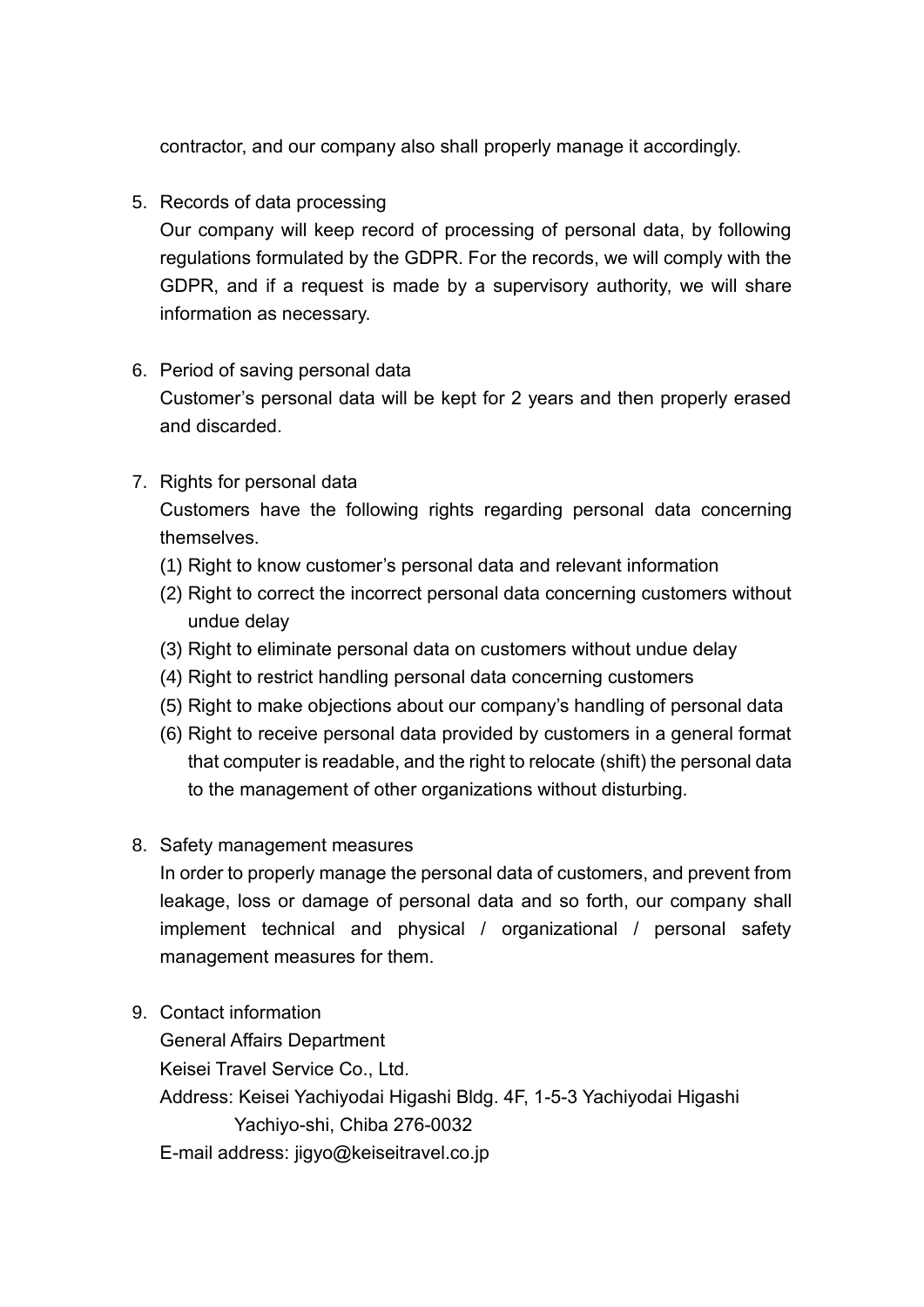contractor, and our company also shall properly manage it accordingly.

5. Records of data processing

   Our company will keep record of processing of personal data, by following regulations formulated by the GDPR. For the records, we will comply with the GDPR, and if a request is made by a supervisory authority, we will share information as necessary.

6. Period of saving personal data

   Customer's personal data will be kept for 2 years and then properly erased and discarded.

7. Rights for personal data

   Customers have the following rights regarding personal data concerning themselves.

   (1) Right to know customer's personal data and relevant information
   (2) Right to correct the incorrect personal data concerning customers without undue delay
   (3) Right to eliminate personal data on customers without undue delay
   (4) Right to restrict handling personal data concerning customers
   (5) Right to make objections about our company's handling of personal data
   (6) Right to receive personal data provided by customers in a general format that computer is readable, and the right to relocate (shift) the personal data to the management of other organizations without disturbing.

8. Safety management measures

   In order to properly manage the personal data of customers, and prevent from leakage, loss or damage of personal data and so forth, our company shall implement technical and physical / organizational / personal safety management measures for them.

9. Contact information

   General Affairs Department
   Keisei Travel Service Co., Ltd.
   Address: Keisei Yachiyodai Higashi Bldg. 4F, 1-5-3 Yachiyodai Higashi
   Yachiyo-shi, Chiba 276-0032
   E-mail address: jigyo@keiseitravel.co.jp